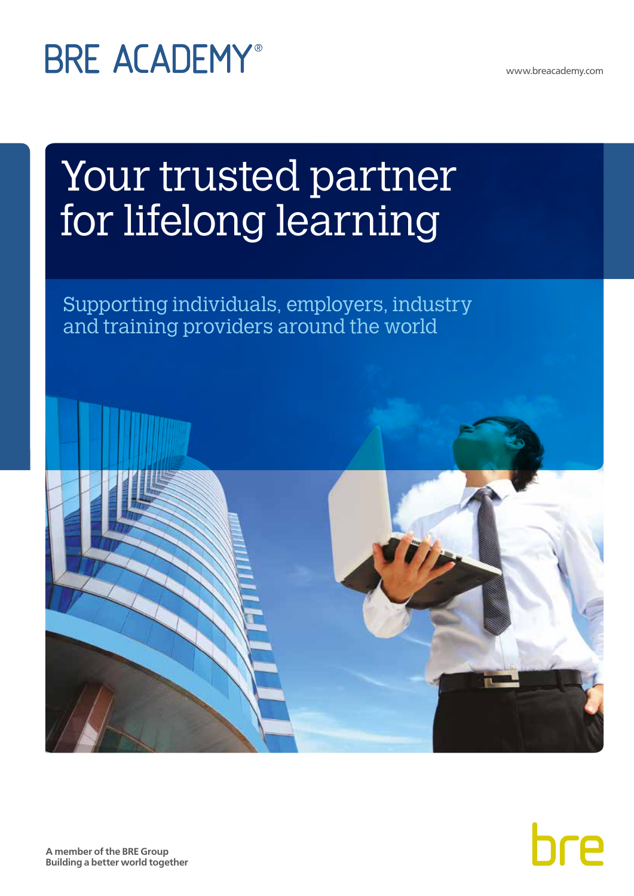BRE ACADEMY®

www.breacademy.com

# Your trusted partner for lifelong learning

## Supporting individuals, employers, industry and training providers around the world

A member of the BRE Group
Building a better world together

bre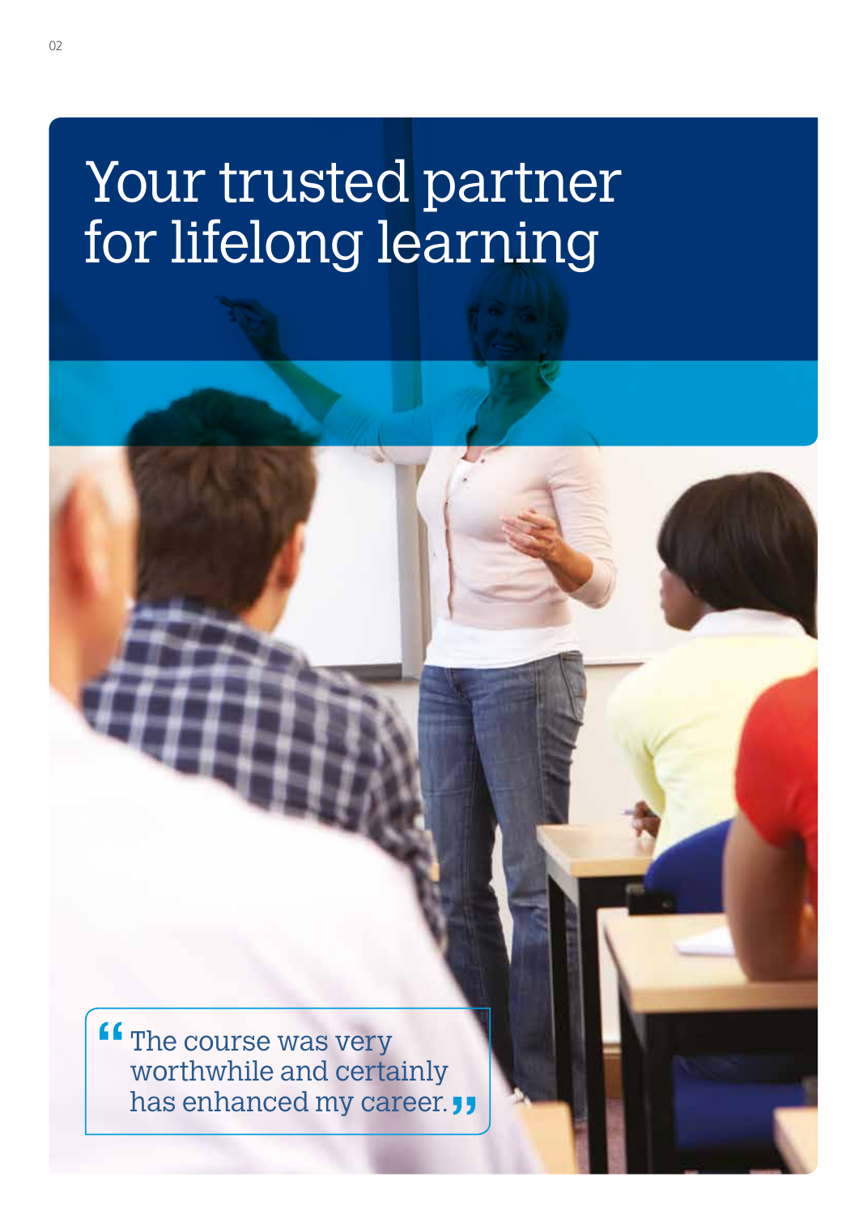# Your trusted partner for lifelong learning

> "The course was very worthwhile and certainly has enhanced my career."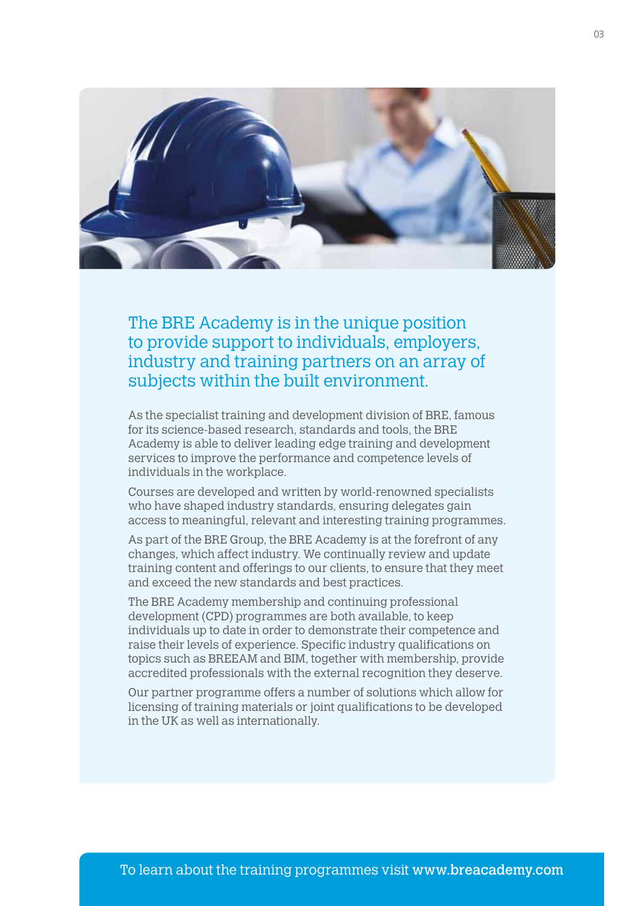## The BRE Academy is in the unique position to provide support to individuals, employers, industry and training partners on an array of subjects within the built environment.

As the specialist training and development division of BRE, famous for its science-based research, standards and tools, the BRE Academy is able to deliver leading edge training and development services to improve the performance and competence levels of individuals in the workplace.

Courses are developed and written by world-renowned specialists who have shaped industry standards, ensuring delegates gain access to meaningful, relevant and interesting training programmes.

As part of the BRE Group, the BRE Academy is at the forefront of any changes, which affect industry. We continually review and update training content and offerings to our clients, to ensure that they meet and exceed the new standards and best practices.

The BRE Academy membership and continuing professional development (CPD) programmes are both available, to keep individuals up to date in order to demonstrate their competence and raise their levels of experience. Specific industry qualifications on topics such as BREEAM and BIM, together with membership, provide accredited professionals with the external recognition they deserve.

Our partner programme offers a number of solutions which allow for licensing of training materials or joint qualifications to be developed in the UK as well as internationally.

To learn about the training programmes visit **www.breacademy.com**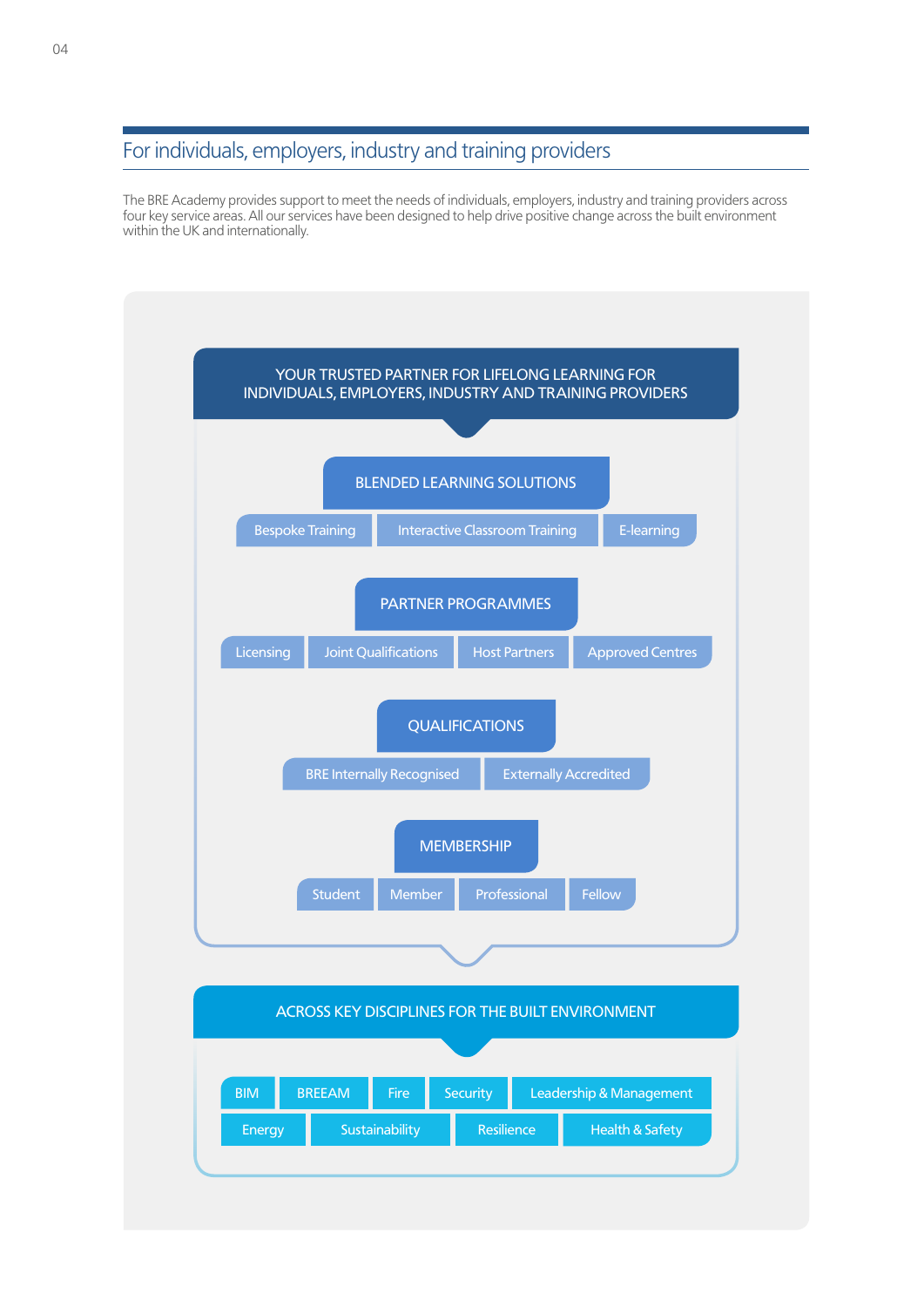## For individuals, employers, industry and training providers

The BRE Academy provides support to meet the needs of individuals, employers, industry and training providers across four key service areas. All our services have been designed to help drive positive change across the built environment within the UK and internationally.

### YOUR TRUSTED PARTNER FOR LIFELONG LEARNING FOR INDIVIDUALS, EMPLOYERS, INDUSTRY AND TRAINING PROVIDERS

#### BLENDED LEARNING SOLUTIONS

- Bespoke Training
- Interactive Classroom Training
- E-learning

#### PARTNER PROGRAMMES

- Licensing
- Joint Qualifications
- Host Partners
- Approved Centres

#### QUALIFICATIONS

- BRE Internally Recognised
- Externally Accredited

#### MEMBERSHIP

- Student
- Member
- Professional
- Fellow

### ACROSS KEY DISCIPLINES FOR THE BUILT ENVIRONMENT

- BIM
- BREEAM
- Fire
- Security
- Leadership & Management
- Energy
- Sustainability
- Resilience
- Health & Safety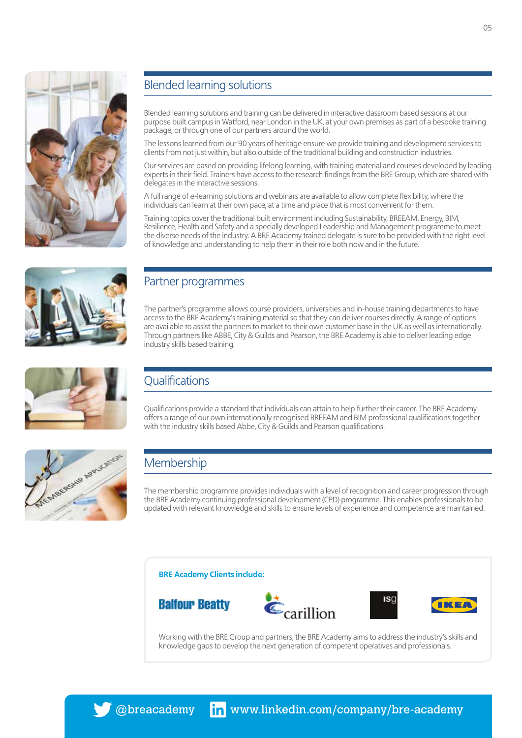## Blended learning solutions

Blended learning solutions and training can be delivered in interactive classroom based sessions at our purpose built campus in Watford, near London in the UK, at your own premises as part of a bespoke training package, or through one of our partners around the world.

The lessons learned from our 90 years of heritage ensure we provide training and development services to clients from not just within, but also outside of the traditional building and construction industries.

Our services are based on providing lifelong learning, with training material and courses developed by leading experts in their field. Trainers have access to the research findings from the BRE Group, which are shared with delegates in the interactive sessions.

A full range of e-learning solutions and webinars are available to allow complete flexibility, where the individuals can learn at their own pace, at a time and place that is most convenient for them.

Training topics cover the traditional built environment including Sustainability, BREEAM, Energy, BIM, Resilience, Health and Safety and a specially developed Leadership and Management programme to meet the diverse needs of the industry. A BRE Academy trained delegate is sure to be provided with the right level of knowledge and understanding to help them in their role both now and in the future.

## Partner programmes

The partner's programme allows course providers, universities and in-house training departments to have access to the BRE Academy's training material so that they can deliver courses directly. A range of options are available to assist the partners to market to their own customer base in the UK as well as internationally. Through partners like ABBE, City & Guilds and Pearson, the BRE Academy is able to deliver leading edge industry skills based training.

## Qualifications

Qualifications provide a standard that individuals can attain to help further their career. The BRE Academy offers a range of our own internationally recognised BREEAM and BIM professional qualifications together with the industry skills based Abbe, City & Guilds and Pearson qualifications.

## Membership

The membership programme provides individuals with a level of recognition and career progression through the BRE Academy continuing professional development (CPD) programme. This enables professionals to be updated with relevant knowledge and skills to ensure levels of experience and competence are maintained.

**BRE Academy Clients include:**

Balfour Beatty · carillion · isg · IKEA

Working with the BRE Group and partners, the BRE Academy aims to address the industry's skills and knowledge gaps to develop the next generation of competent operatives and professionals.

@breacademy www.linkedin.com/company/bre-academy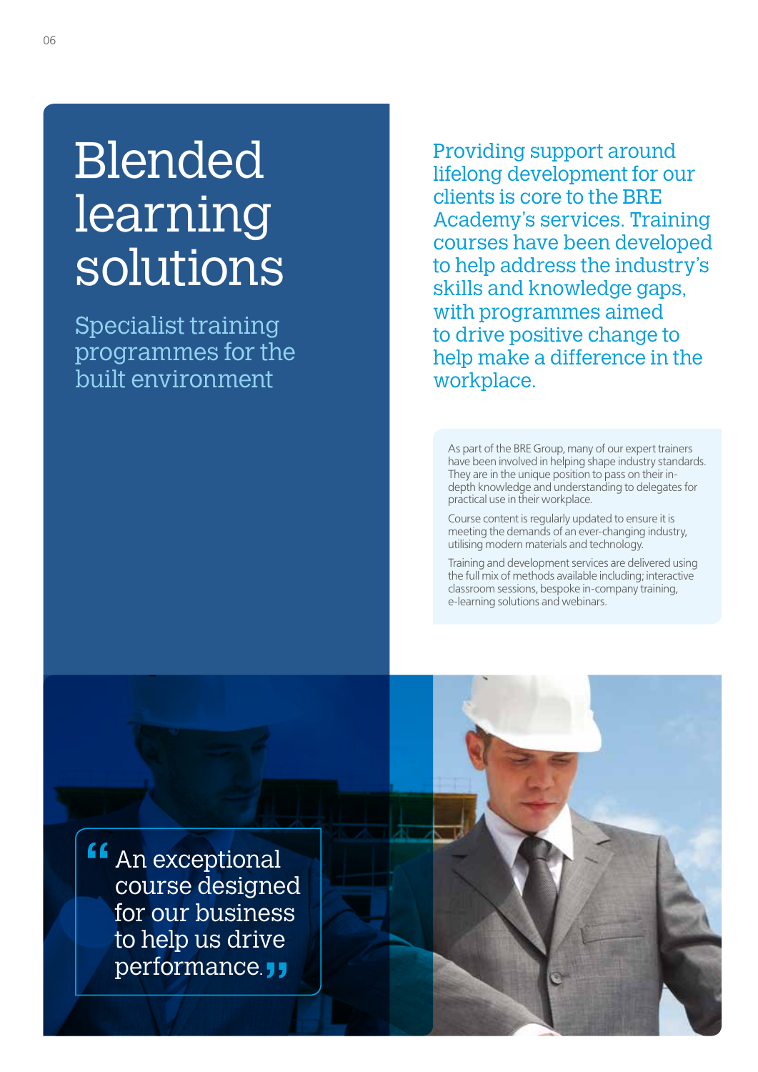# Blended learning solutions

## Specialist training programmes for the built environment

Providing support around lifelong development for our clients is core to the BRE Academy's services. Training courses have been developed to help address the industry's skills and knowledge gaps, with programmes aimed to drive positive change to help make a difference in the workplace.

As part of the BRE Group, many of our expert trainers have been involved in helping shape industry standards. They are in the unique position to pass on their in-depth knowledge and understanding to delegates for practical use in their workplace.

Course content is regularly updated to ensure it is meeting the demands of an ever-changing industry, utilising modern materials and technology.

Training and development services are delivered using the full mix of methods available including; interactive classroom sessions, bespoke in-company training, e-learning solutions and webinars.

> "An exceptional course designed for our business to help us drive performance."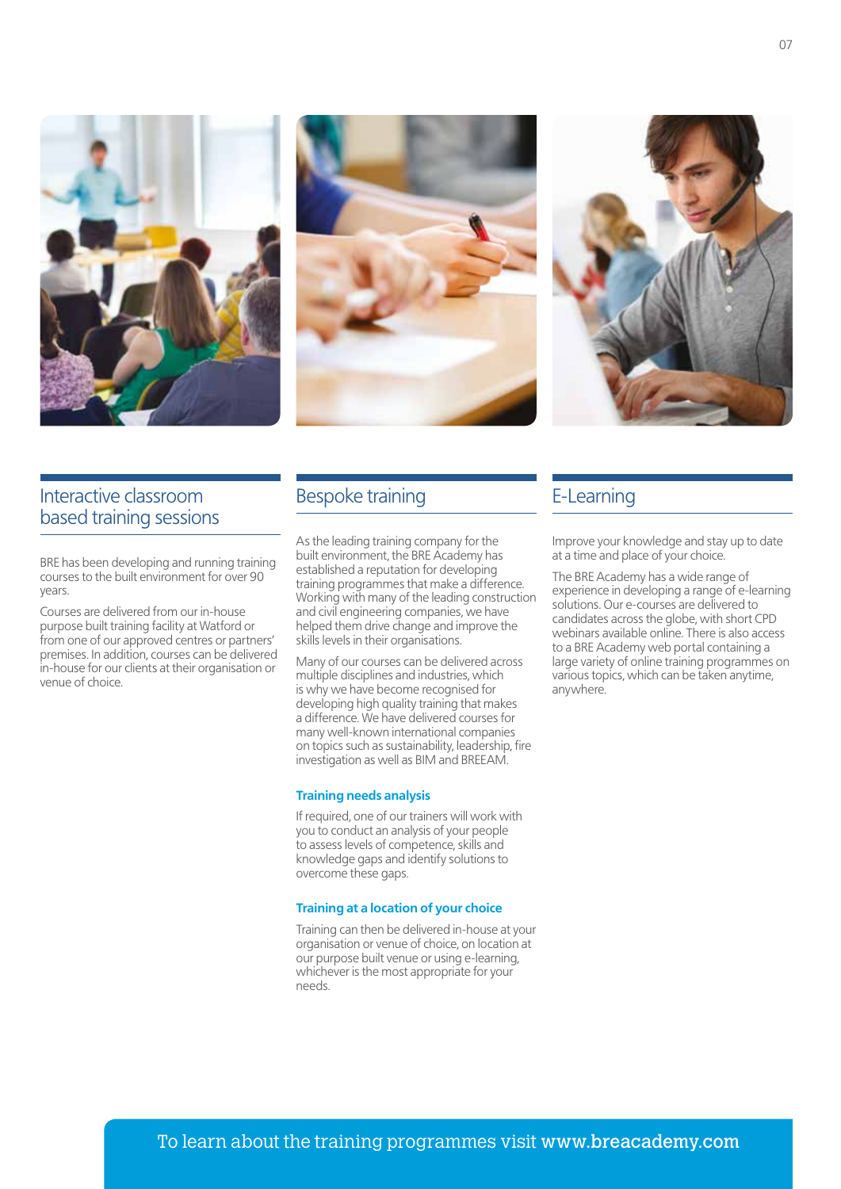## Interactive classroom based training sessions

BRE has been developing and running training courses to the built environment for over 90 years.

Courses are delivered from our in-house purpose built training facility at Watford or from one of our approved centres or partners' premises. In addition, courses can be delivered in-house for our clients at their organisation or venue of choice.

## Bespoke training

As the leading training company for the built environment, the BRE Academy has established a reputation for developing training programmes that make a difference. Working with many of the leading construction and civil engineering companies, we have helped them drive change and improve the skills levels in their organisations.

Many of our courses can be delivered across multiple disciplines and industries, which is why we have become recognised for developing high quality training that makes a difference. We have delivered courses for many well-known international companies on topics such as sustainability, leadership, fire investigation as well as BIM and BREEAM.

### Training needs analysis

If required, one of our trainers will work with you to conduct an analysis of your people to assess levels of competence, skills and knowledge gaps and identify solutions to overcome these gaps.

### Training at a location of your choice

Training can then be delivered in-house at your organisation or venue of choice, on location at our purpose built venue or using e-learning, whichever is the most appropriate for your needs.

## E-Learning

Improve your knowledge and stay up to date at a time and place of your choice.

The BRE Academy has a wide range of experience in developing a range of e-learning solutions. Our e-courses are delivered to candidates across the globe, with short CPD webinars available online. There is also access to a BRE Academy web portal containing a large variety of online training programmes on various topics, which can be taken anytime, anywhere.

To learn about the training programmes visit **www.breacademy.com**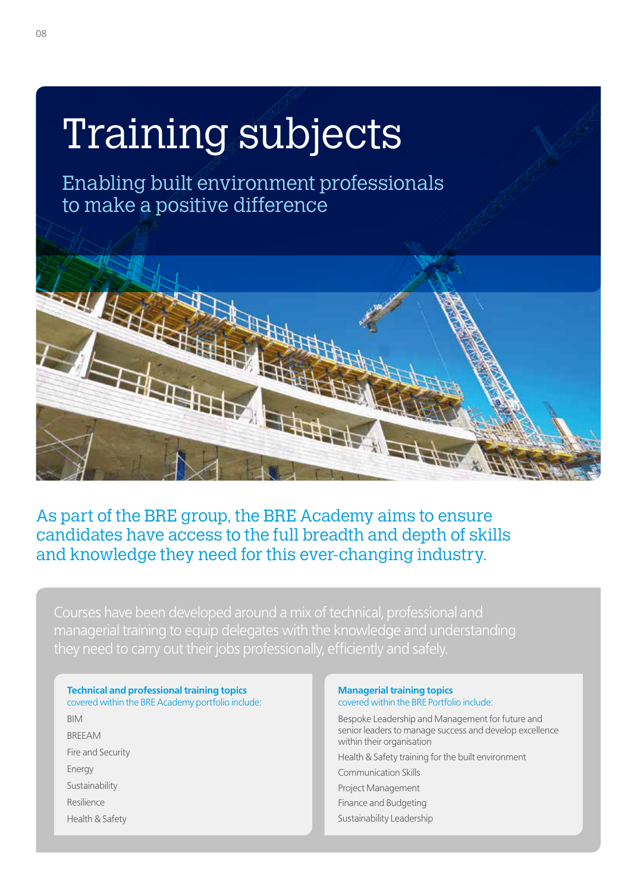# Training subjects

## Enabling built environment professionals to make a positive difference

As part of the BRE group, the BRE Academy aims to ensure candidates have access to the full breadth and depth of skills and knowledge they need for this ever-changing industry.

Courses have been developed around a mix of technical, professional and managerial training to equip delegates with the knowledge and understanding they need to carry out their jobs professionally, efficiently and safely.

**Technical and professional training topics**
covered within the BRE Academy portfolio include:

- BIM
- BREEAM
- Fire and Security
- Energy
- Sustainability
- Resilience
- Health & Safety

**Managerial training topics**
covered within the BRE Portfolio include:

- Bespoke Leadership and Management for future and senior leaders to manage success and develop excellence within their organisation
- Health & Safety training for the built environment
- Communication Skills
- Project Management
- Finance and Budgeting
- Sustainability Leadership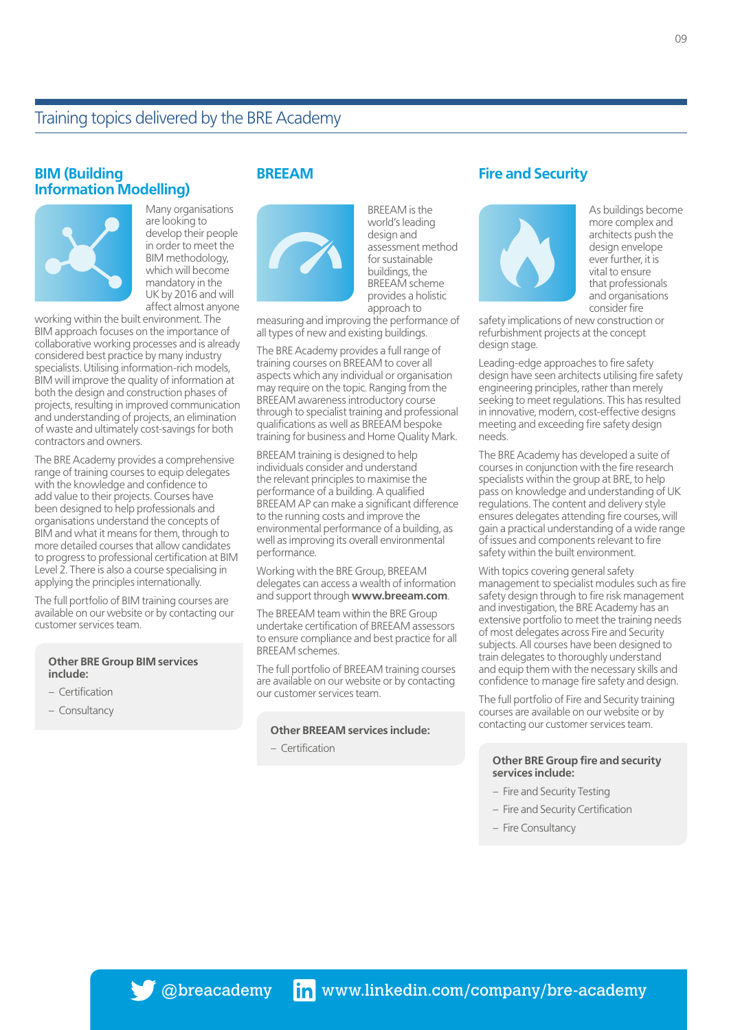# Training topics delivered by the BRE Academy

## BIM (Building Information Modelling)

Many organisations are looking to develop their people in order to meet the BIM methodology, which will become mandatory in the UK by 2016 and will affect almost anyone working within the built environment. The BIM approach focuses on the importance of collaborative working processes and is already considered best practice by many industry specialists. Utilising information-rich models, BIM will improve the quality of information at both the design and construction phases of projects, resulting in improved communication and understanding of projects, an elimination of waste and ultimately cost-savings for both contractors and owners.

The BRE Academy provides a comprehensive range of training courses to equip delegates with the knowledge and confidence to add value to their projects. Courses have been designed to help professionals and organisations understand the concepts of BIM and what it means for them, through to more detailed courses that allow candidates to progress to professional certification at BIM Level 2. There is also a course specialising in applying the principles internationally.

The full portfolio of BIM training courses are available on our website or by contacting our customer services team.

**Other BRE Group BIM services include:**

- Certification
- Consultancy

## BREEAM

BREEAM is the world's leading design and assessment method for sustainable buildings, the BREEAM scheme provides a holistic approach to measuring and improving the performance of all types of new and existing buildings.

The BRE Academy provides a full range of training courses on BREEAM to cover all aspects which any individual or organisation may require on the topic. Ranging from the BREEAM awareness introductory course through to specialist training and professional qualifications as well as BREEAM bespoke training for business and Home Quality Mark.

BREEAM training is designed to help individuals consider and understand the relevant principles to maximise the performance of a building. A qualified BREEAM AP can make a significant difference to the running costs and improve the environmental performance of a building, as well as improving its overall environmental performance.

Working with the BRE Group, BREEAM delegates can access a wealth of information and support through **www.breeam.com**.

The BREEAM team within the BRE Group undertake certification of BREEAM assessors to ensure compliance and best practice for all BREEAM schemes.

The full portfolio of BREEAM training courses are available on our website or by contacting our customer services team.

**Other BREEAM services include:**

- Certification

## Fire and Security

As buildings become more complex and architects push the design envelope ever further, it is vital to ensure that professionals and organisations consider fire safety implications of new construction or refurbishment projects at the concept design stage.

Leading-edge approaches to fire safety design have seen architects utilising fire safety engineering principles, rather than merely seeking to meet regulations. This has resulted in innovative, modern, cost-effective designs meeting and exceeding fire safety design needs.

The BRE Academy has developed a suite of courses in conjunction with the fire research specialists within the group at BRE, to help pass on knowledge and understanding of UK regulations. The content and delivery style ensures delegates attending fire courses, will gain a practical understanding of a wide range of issues and components relevant to fire safety within the built environment.

With topics covering general safety management to specialist modules such as fire safety design through to fire risk management and investigation, the BRE Academy has an extensive portfolio to meet the training needs of most delegates across Fire and Security subjects. All courses have been designed to train delegates to thoroughly understand and equip them with the necessary skills and confidence to manage fire safety and design.

The full portfolio of Fire and Security training courses are available on our website or by contacting our customer services team.

**Other BRE Group fire and security services include:**

- Fire and Security Testing
- Fire and Security Certification
- Fire Consultancy

@breacademy www.linkedin.com/company/bre-academy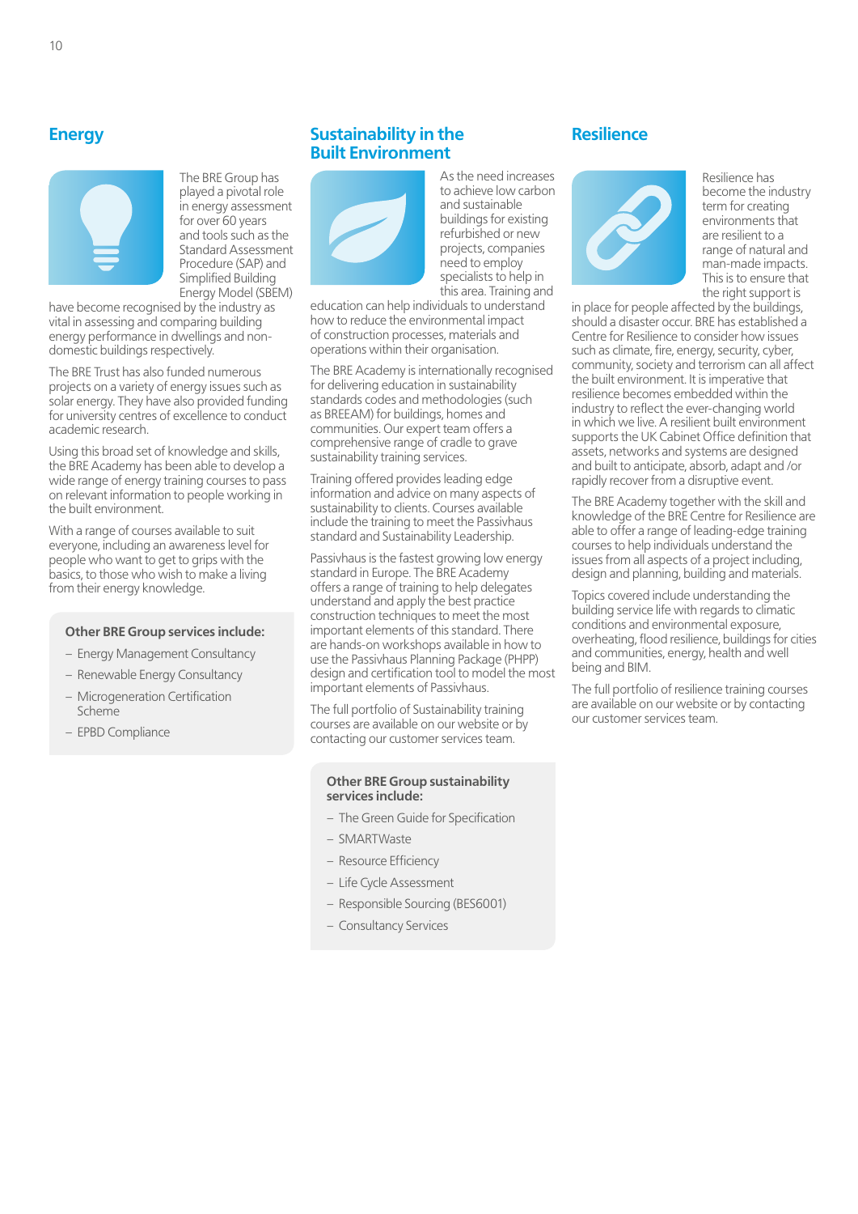## Energy

The BRE Group has played a pivotal role in energy assessment for over 60 years and tools such as the Standard Assessment Procedure (SAP) and Simplified Building Energy Model (SBEM) have become recognised by the industry as vital in assessing and comparing building energy performance in dwellings and non-domestic buildings respectively.

The BRE Trust has also funded numerous projects on a variety of energy issues such as solar energy. They have also provided funding for university centres of excellence to conduct academic research.

Using this broad set of knowledge and skills, the BRE Academy has been able to develop a wide range of energy training courses to pass on relevant information to people working in the built environment.

With a range of courses available to suit everyone, including an awareness level for people who want to get to grips with the basics, to those who wish to make a living from their energy knowledge.

**Other BRE Group services include:**

- Energy Management Consultancy
- Renewable Energy Consultancy
- Microgeneration Certification Scheme
- EPBD Compliance

## Sustainability in the Built Environment

As the need increases to achieve low carbon and sustainable buildings for existing refurbished or new projects, companies need to employ specialists to help in this area. Training and education can help individuals to understand how to reduce the environmental impact of construction processes, materials and operations within their organisation.

The BRE Academy is internationally recognised for delivering education in sustainability standards codes and methodologies (such as BREEAM) for buildings, homes and communities. Our expert team offers a comprehensive range of cradle to grave sustainability training courses.

Training offered provides leading edge information and advice on many aspects of sustainability to clients. Courses available include the training to meet the Passivhaus standard and Sustainability Leadership.

Passivhaus is the fastest growing low energy standard in Europe. The BRE Academy offers a range of training to help delegates understand and apply the best practice construction techniques to meet the most important elements of this standard. There are hands-on workshops available in how to use the Passivhaus Planning Package (PHPP) design and certification tool to model the most important elements of Passivhaus.

The full portfolio of Sustainability training courses are available on our website or by contacting our customer services team.

**Other BRE Group sustainability services include:**

- The Green Guide for Specification
- SMARTWaste
- Resource Efficiency
- Life Cycle Assessment
- Responsible Sourcing (BES6001)
- Consultancy Services

## Resilience

Resilience has become the industry term for creating environments that are resilient to a range of natural and man-made impacts. This is to ensure that the right support is in place for people affected by the buildings, should a disaster occur. BRE has established a Centre for Resilience to consider how issues such as climate, fire, energy, security, cyber, community, society and terrorism can all affect the built environment. It is imperative that resilience becomes embedded within the industry to reflect the ever-changing world in which we live. A resilient built environment supports the UK Cabinet Office definition that assets, networks and systems are designed and built to anticipate, absorb, adapt and /or rapidly recover from a disruptive event.

The BRE Academy together with the skill and knowledge of the BRE Centre for Resilience are able to offer a range of leading-edge training courses to help individuals understand the issues from all aspects of a project including, design and planning, building and materials.

Topics covered include understanding the building service life with regards to climatic conditions and environmental exposure, overheating, flood resilience, buildings for cities and communities, energy, health and well being and BIM.

The full portfolio of resilience training courses are available on our website or by contacting our customer services team.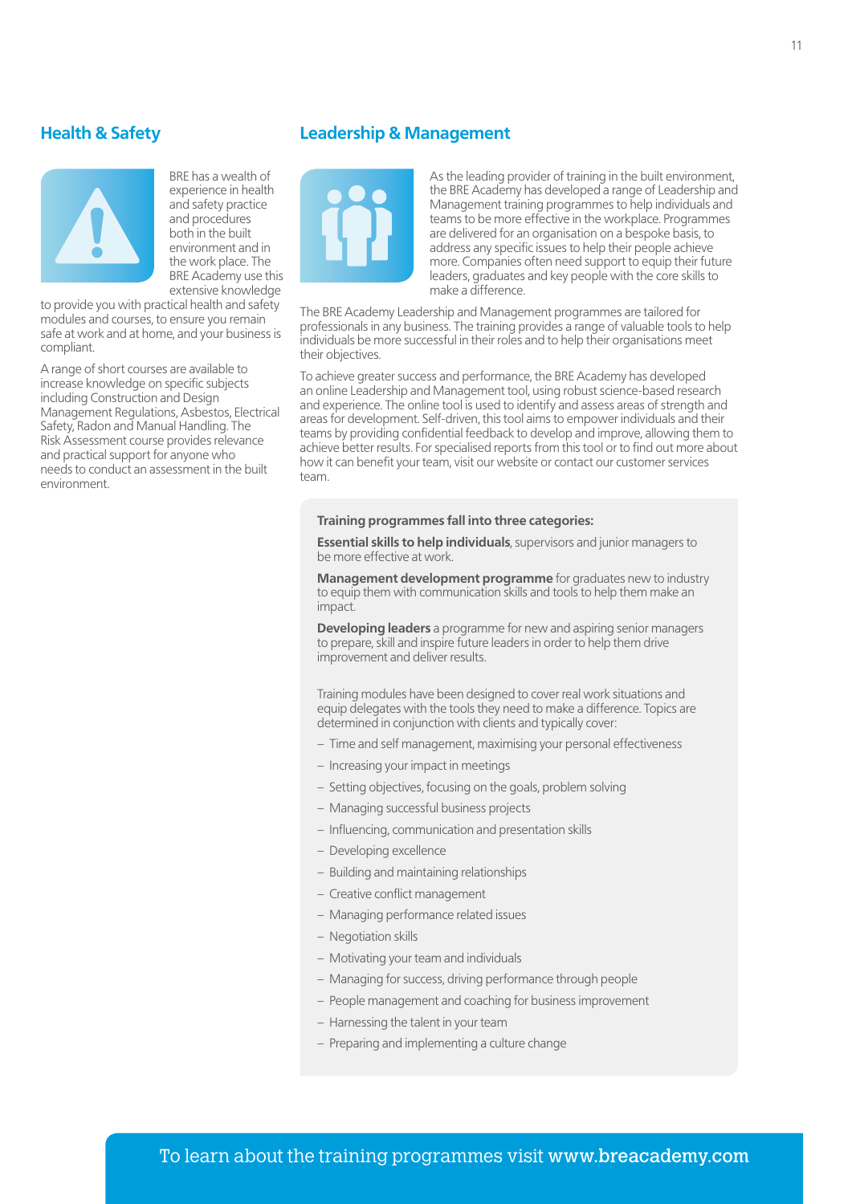## Health & Safety

BRE has a wealth of experience in health and safety practice and procedures both in the built environment and in the work place. The BRE Academy use this extensive knowledge to provide you with practical health and safety modules and courses, to ensure you remain safe at work and at home, and your business is compliant.

A range of short courses are available to increase knowledge on specific subjects including Construction and Design Management Regulations, Asbestos, Electrical Safety, Radon and Manual Handling. The Risk Assessment course provides relevance and practical support for anyone who needs to conduct an assessment in the built environment.

## Leadership & Management

As the leading provider of training in the built environment, the BRE Academy has developed a range of Leadership and Management training programmes to help individuals and teams to be more effective in the workplace. Programmes are delivered for an organisation on a bespoke basis, to address any specific issues to help their people achieve more. Companies often need support to equip their future leaders, graduates and key people with the core skills to make a difference.

The BRE Academy Leadership and Management programmes are tailored for professionals in any business. The training provides a range of valuable tools to help individuals be more successful in their roles and to help their organisations meet their objectives.

To achieve greater success and performance, the BRE Academy has developed an online Leadership and Management tool, using robust science-based research and experience. The online tool is used to identify and assess areas of strength and areas for development. Self-driven, this tool aims to empower individuals and their teams by providing confidential feedback to develop and improve, allowing them to achieve better results. For specialised reports from this tool or to find out more about how it can benefit your team, visit our website or contact our customer services team.

**Training programmes fall into three categories:**

**Essential skills to help individuals**, supervisors and junior managers to be more effective at work.

**Management development programme** for graduates new to industry to equip them with communication skills and tools to help them make an impact.

**Developing leaders** a programme for new and aspiring senior managers to prepare, skill and inspire future leaders in order to help them drive improvement and deliver results.

Training modules have been designed to cover real work situations and equip delegates with the tools they need to make a difference. Topics are determined in conjunction with clients and typically cover:

- Time and self management, maximising your personal effectiveness
- Increasing your impact in meetings
- Setting objectives, focusing on the goals, problem solving
- Managing successful business projects
- Influencing, communication and presentation skills
- Developing excellence
- Building and maintaining relationships
- Creative conflict management
- Managing performance related issues
- Negotiation skills
- Motivating your team and individuals
- Managing for success, driving performance through people
- People management and coaching for business improvement
- Harnessing the talent in your team
- Preparing and implementing a culture change

To learn about the training programmes visit **www.breacademy.com**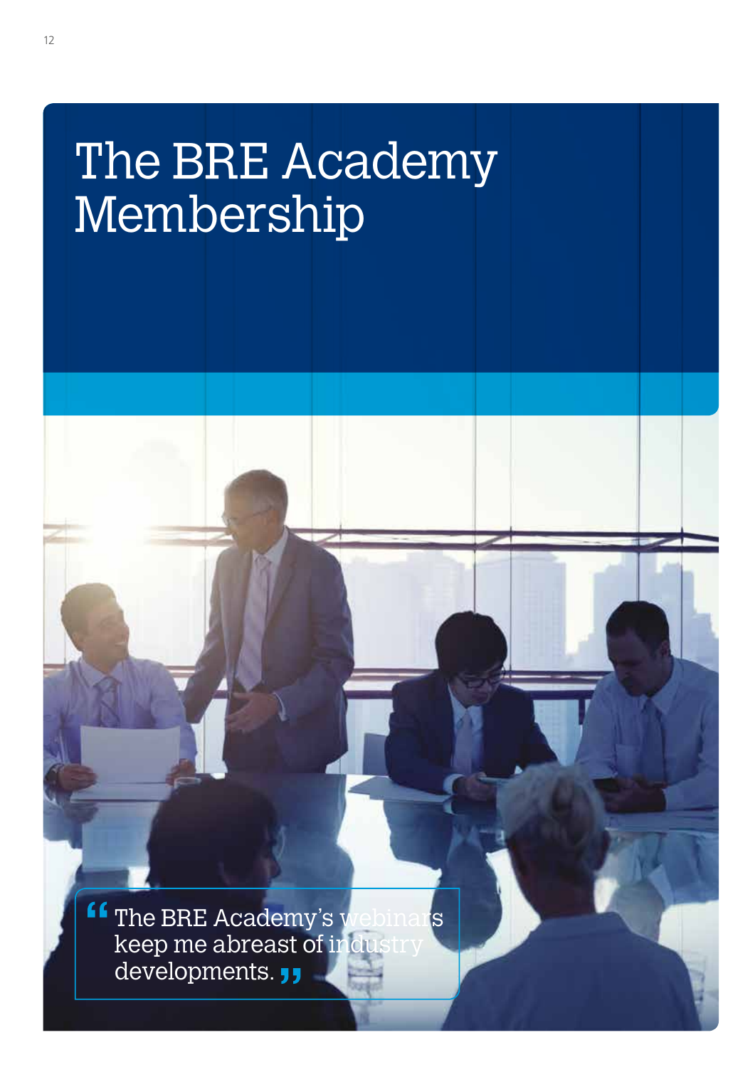# The BRE Academy Membership

> "The BRE Academy's webinars keep me abreast of industry developments."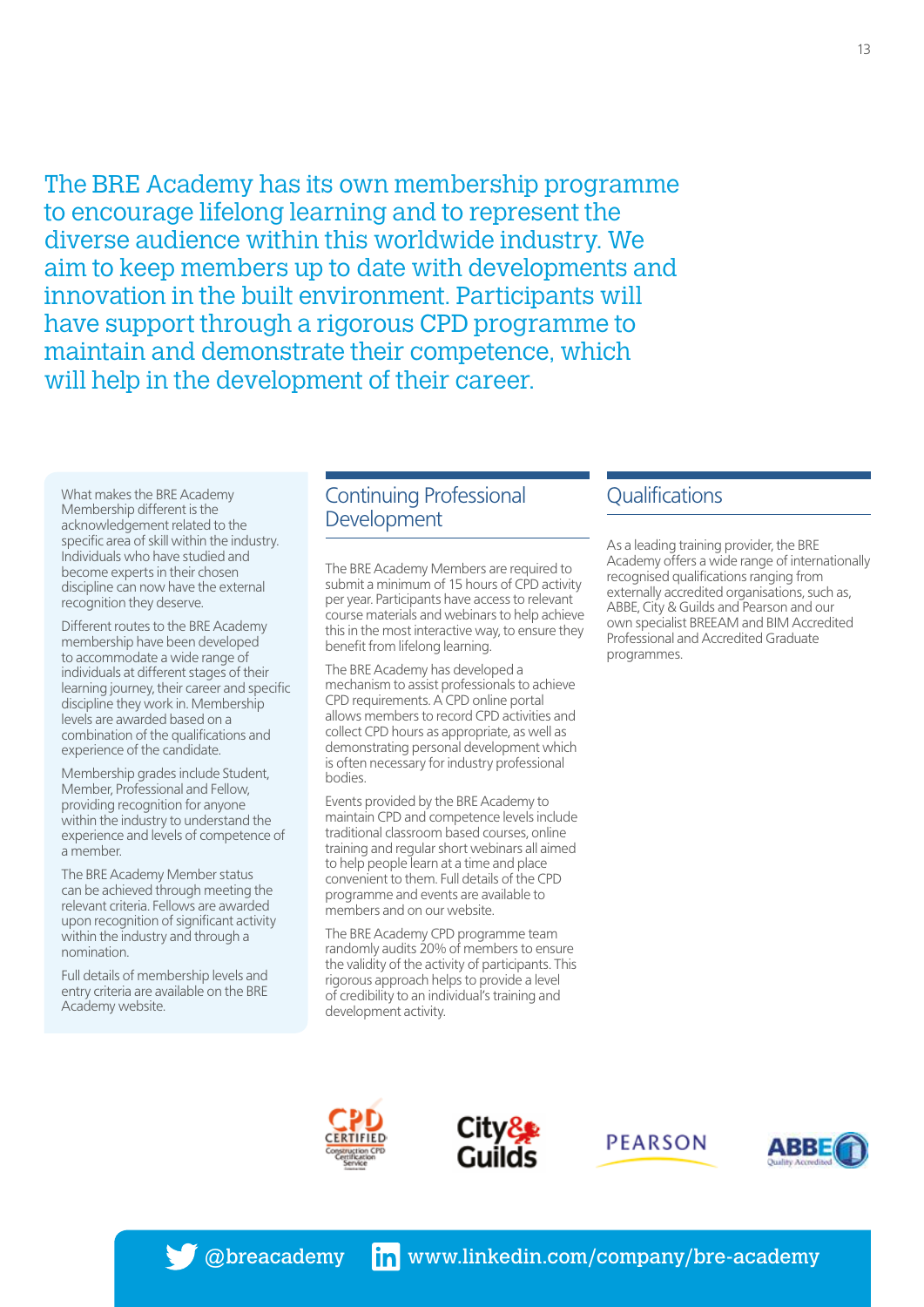The BRE Academy has its own membership programme to encourage lifelong learning and to represent the diverse audience within this worldwide industry. We aim to keep members up to date with developments and innovation in the built environment. Participants will have support through a rigorous CPD programme to maintain and demonstrate their competence, which will help in the development of their career.

What makes the BRE Academy Membership different is the acknowledgement related to the specific area of skill within the industry. Individuals who have studied and become experts in their chosen discipline can now have the external recognition they deserve.

Different routes to the BRE Academy membership have been developed to accommodate a wide range of individuals at different stages of their learning journey, their career and specific discipline they work in. Membership levels are awarded based on a combination of the qualifications and experience of the candidate.

Membership grades include Student, Member, Professional and Fellow, providing recognition for anyone within the industry to understand the experience and levels of competence of a member.

The BRE Academy Member status can be achieved through meeting the relevant criteria. Fellows are awarded upon recognition of significant activity within the industry and through a nomination.

Full details of membership levels and entry criteria are available on the BRE Academy website.

## Continuing Professional Development

The BRE Academy Members are required to submit a minimum of 15 hours of CPD activity per year. Participants have access to relevant course materials and webinars to help achieve this in the most interactive way, to ensure they benefit from lifelong learning.

The BRE Academy has developed a mechanism to assist professionals to achieve CPD requirements. A CPD online portal allows members to record CPD activities and collect CPD hours as appropriate, as well as demonstrating personal development which is often necessary for industry professional bodies.

Events provided by the BRE Academy to maintain CPD and competence levels include traditional classroom based courses, online training and regular short webinars all aimed to help people learn at a time and place convenient to them. Full details of the CPD programme and events are available to members and on our website.

The BRE Academy CPD programme team randomly audits 20% of members to ensure the validity of the activity of participants. This rigorous approach helps to provide a level of credibility to an individual's training and development activity.

## Qualifications

As a leading training provider, the BRE Academy offers a wide range of internationally recognised qualifications ranging from externally accredited organisations, such as, ABBE, City & Guilds and Pearson and our own specialist BREEAM and BIM Accredited Professional and Accredited Graduate programmes.

@breacademy www.linkedin.com/company/bre-academy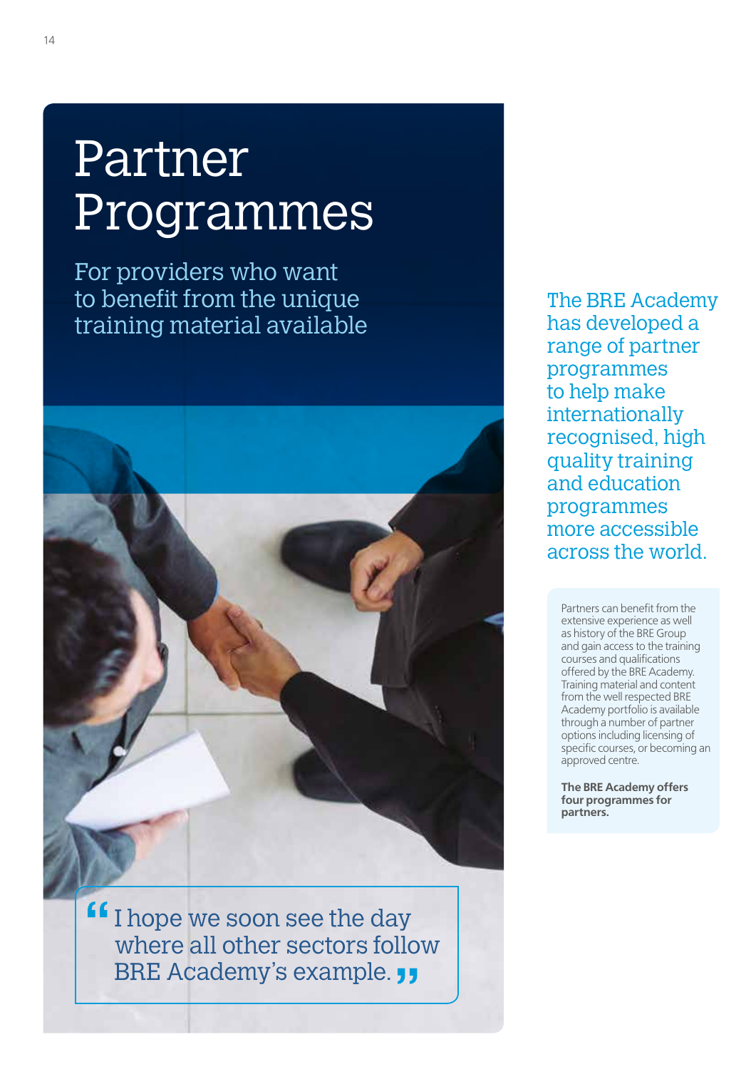# Partner Programmes

For providers who want to benefit from the unique training material available

> I hope we soon see the day where all other sectors follow BRE Academy's example.

The BRE Academy has developed a range of partner programmes to help make internationally recognised, high quality training and education programmes more accessible across the world.

Partners can benefit from the extensive experience as well as history of the BRE Group and gain access to the training courses and qualifications offered by the BRE Academy. Training material and content from the well respected BRE Academy portfolio is available through a number of partner options including licensing of specific courses, or becoming an approved centre.

**The BRE Academy offers four programmes for partners.**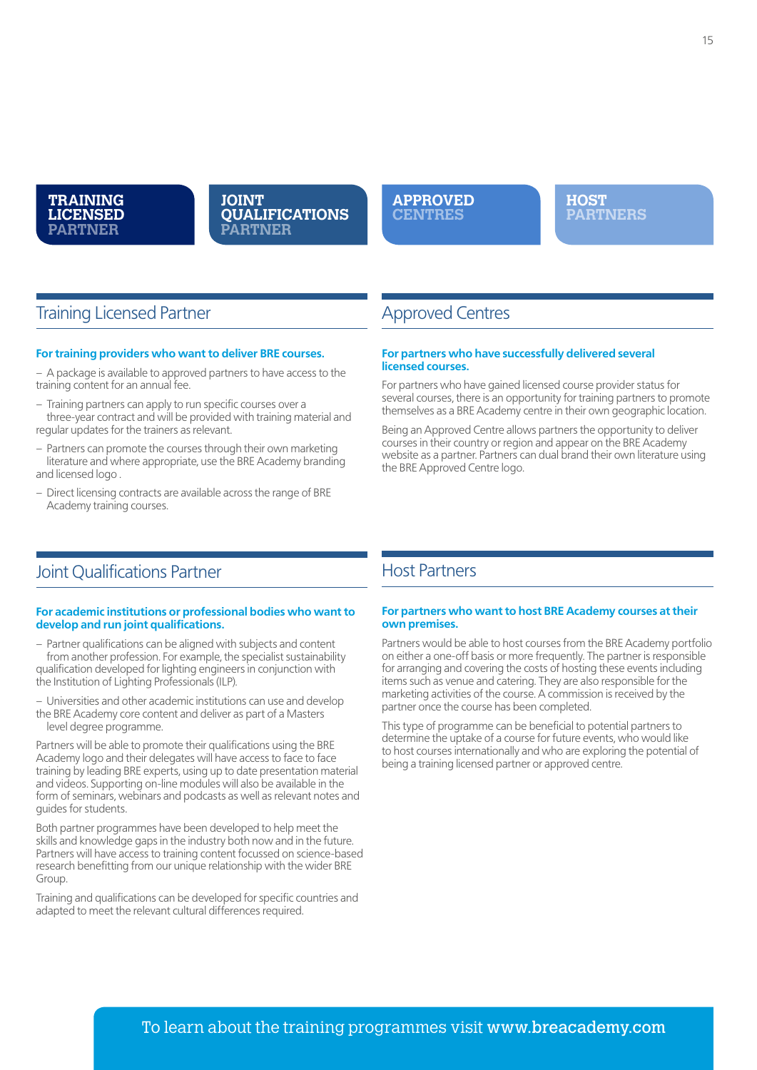**TRAINING LICENSED PARTNER** | **JOINT QUALIFICATIONS PARTNER** | **APPROVED CENTRES** | **HOST PARTNERS**

## Training Licensed Partner

**For training providers who want to deliver BRE courses.**

- A package is available to approved partners to have access to the training content for an annual fee.
- Training partners can apply to run specific courses over a three-year contract and will be provided with training material and regular updates for the trainers as relevant.
- Partners can promote the courses through their own marketing literature and where appropriate, use the BRE Academy branding and licensed logo .
- Direct licensing contracts are available across the range of BRE Academy training courses.

## Approved Centres

**For partners who have successfully delivered several licensed courses.**

For partners who have gained licensed course provider status for several courses, there is an opportunity for training partners to promote themselves as a BRE Academy centre in their own geographic location.

Being an Approved Centre allows partners the opportunity to deliver courses in their country or region and appear on the BRE Academy website as a partner. Partners can dual brand their own literature using the BRE Approved Centre logo.

## Joint Qualifications Partner

**For academic institutions or professional bodies who want to develop and run joint qualifications.**

- Partner qualifications can be aligned with subjects and content from another profession. For example, the specialist sustainability qualification developed for lighting engineers in conjunction with the Institution of Lighting Professionals (ILP).
- Universities and other academic institutions can use and develop the BRE Academy core content and deliver as part of a Masters level degree programme.

Partners will be able to promote their qualifications using the BRE Academy logo and their delegates will have access to face to face training by leading BRE experts, using up to date presentation material and videos. Supporting on-line modules will also be available in the form of seminars, webinars and podcasts as well as relevant notes and guides for students.

Both partner programmes have been developed to help meet the skills and knowledge gaps in the industry both now and in the future. Partners will have access to training content focussed on science-based research benefitting from our unique relationship with the wider BRE Group.

Training and qualifications can be developed for specific countries and adapted to meet the relevant cultural differences required.

## Host Partners

**For partners who want to host BRE Academy courses at their own premises.**

Partners would be able to host courses from the BRE Academy portfolio on either a one-off basis or more frequently. The partner is responsible for arranging and covering the costs of hosting these events including items such as venue and catering. They are also responsible for the marketing activities of the course. A commission is received by the partner once the course has been completed.

This type of programme can be beneficial to potential partners to determine the uptake of a course for future events, who would like to host courses internationally and who are exploring the potential of being a training licensed partner or approved centre.

To learn about the training programmes visit **www.breacademy.com**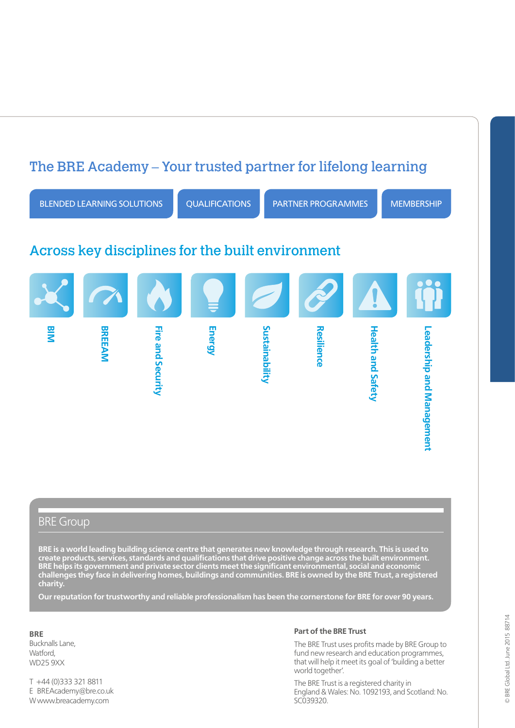## The BRE Academy – Your trusted partner for lifelong learning

BLENDED LEARNING SOLUTIONS

QUALIFICATIONS

PARTNER PROGRAMMES

MEMBERSHIP

## Across key disciplines for the built environment

BIM

BREEAM

Fire and Security

Energy

Sustainability

Resilience

Health and Safety

Leadership and Management

### BRE Group

**BRE is a world leading building science centre that generates new knowledge through research. This is used to create products, services, standards and qualifications that drive positive change across the built environment. BRE helps its government and private sector clients meet the significant environmental, social and economic challenges they face in delivering homes, buildings and communities. BRE is owned by the BRE Trust, a registered charity.**

**Our reputation for trustworthy and reliable professionalism has been the cornerstone for BRE for over 90 years.**

**BRE**
Bucknalls Lane,
Watford,
WD25 9XX

T +44 (0)333 321 8811
E BREAcademy@bre.co.uk
W www.breacademy.com

**Part of the BRE Trust**

The BRE Trust uses profits made by BRE Group to fund new research and education programmes, that will help it meet its goal of 'building a better world together'.

The BRE Trust is a registered charity in England & Wales: No. 1092193, and Scotland: No. SC039320.

© BRE Global Ltd. June 2015 88714